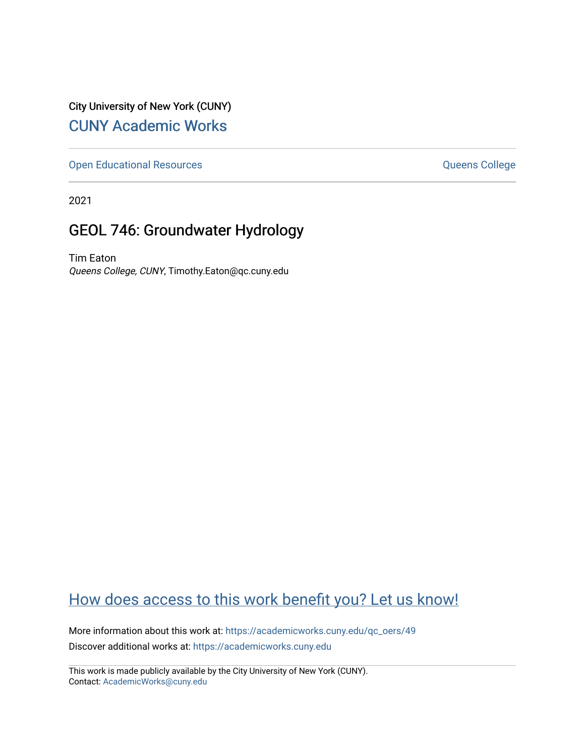City University of New York (CUNY)

## CUNY Academic Works

Open Educational Resources | Queens College

2021

# GEOL 746: Groundwater Hydrology

Tim Eaton
*Queens College, CUNY*, Timothy.Eaton@qc.cuny.edu

How does access to this work benefit you? Let us know!

More information about this work at: https://academicworks.cuny.edu/qc_oers/49
Discover additional works at: https://academicworks.cuny.edu

This work is made publicly available by the City University of New York (CUNY).
Contact: AcademicWorks@cuny.edu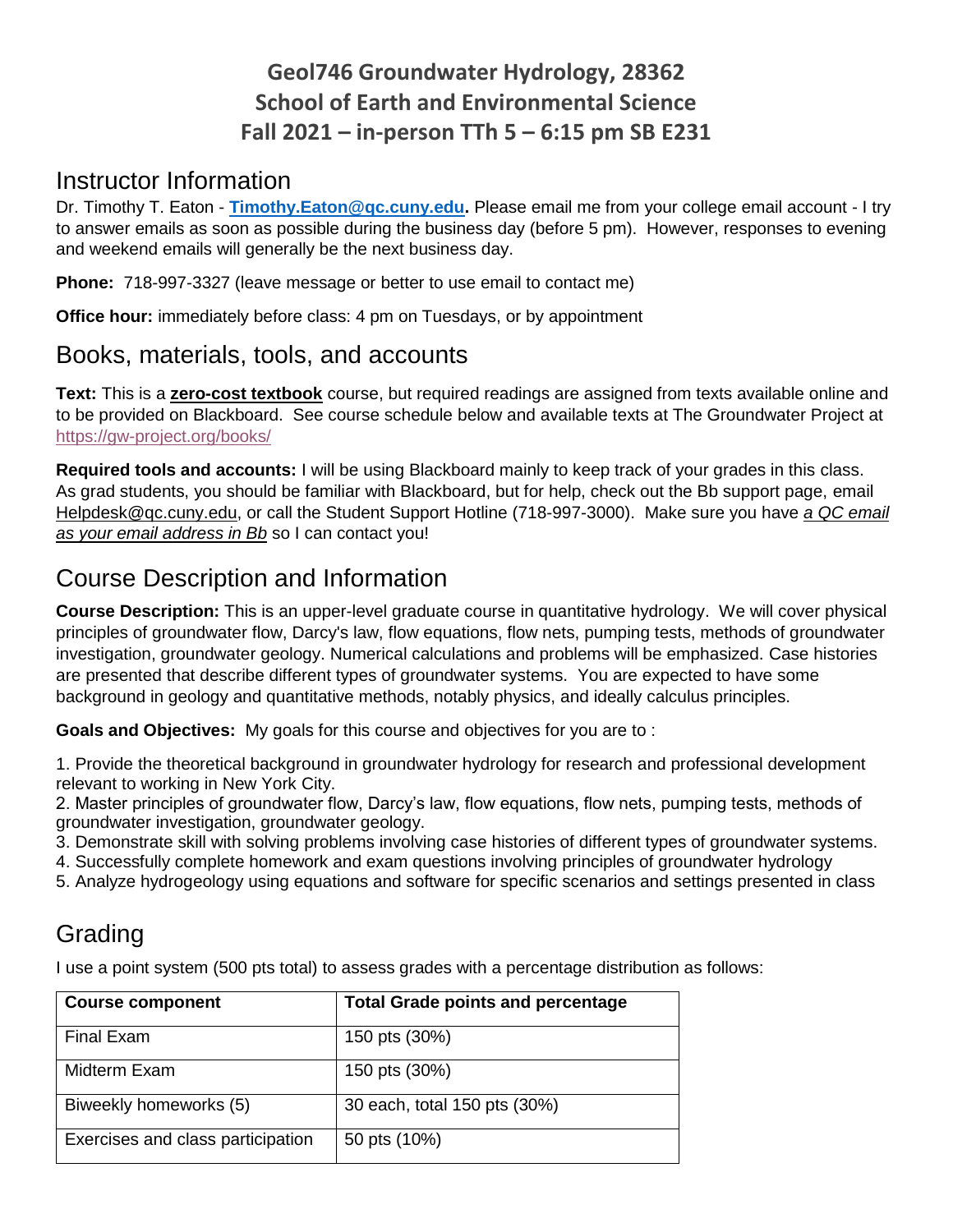# Geol746 Groundwater Hydrology, 28362
# School of Earth and Environmental Science
# Fall 2021 – in-person TTh 5 – 6:15 pm SB E231

## Instructor Information

Dr. Timothy T. Eaton - **Timothy.Eaton@qc.cuny.edu.** Please email me from your college email account - I try to answer emails as soon as possible during the business day (before 5 pm). However, responses to evening and weekend emails will generally be the next business day.

**Phone:** 718-997-3327 (leave message or better to use email to contact me)

**Office hour:** immediately before class: 4 pm on Tuesdays, or by appointment

## Books, materials, tools, and accounts

**Text:** This is a **zero-cost textbook** course, but required readings are assigned from texts available online and to be provided on Blackboard. See course schedule below and available texts at The Groundwater Project at https://gw-project.org/books/

**Required tools and accounts:** I will be using Blackboard mainly to keep track of your grades in this class. As grad students, you should be familiar with Blackboard, but for help, check out the Bb support page, email Helpdesk@qc.cuny.edu, or call the Student Support Hotline (718-997-3000). Make sure you have *a QC email as your email address in Bb* so I can contact you!

## Course Description and Information

**Course Description:** This is an upper-level graduate course in quantitative hydrology. We will cover physical principles of groundwater flow, Darcy's law, flow equations, flow nets, pumping tests, methods of groundwater investigation, groundwater geology. Numerical calculations and problems will be emphasized. Case histories are presented that describe different types of groundwater systems. You are expected to have some background in geology and quantitative methods, notably physics, and ideally calculus principles.

**Goals and Objectives:** My goals for this course and objectives for you are to :

1. Provide the theoretical background in groundwater hydrology for research and professional development relevant to working in New York City.
2. Master principles of groundwater flow, Darcy's law, flow equations, flow nets, pumping tests, methods of groundwater investigation, groundwater geology.
3. Demonstrate skill with solving problems involving case histories of different types of groundwater systems.
4. Successfully complete homework and exam questions involving principles of groundwater hydrology
5. Analyze hydrogeology using equations and software for specific scenarios and settings presented in class

## Grading

I use a point system (500 pts total) to assess grades with a percentage distribution as follows:

| Course component | Total Grade points and percentage |
|---|---|
| Final Exam | 150 pts (30%) |
| Midterm Exam | 150 pts (30%) |
| Biweekly homeworks (5) | 30 each, total 150 pts (30%) |
| Exercises and class participation | 50 pts (10%) |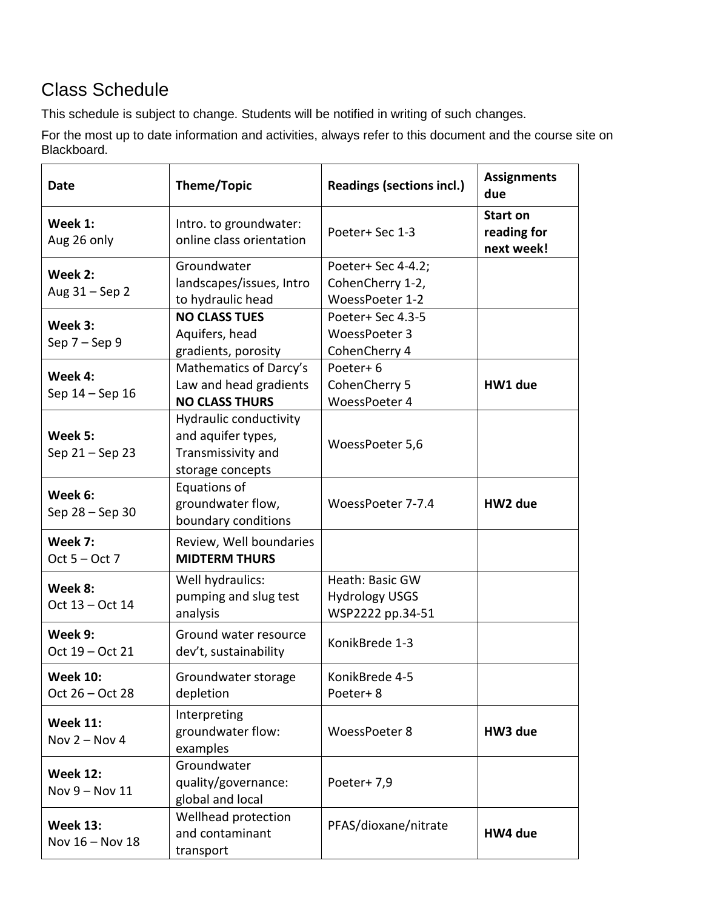## Class Schedule

This schedule is subject to change. Students will be notified in writing of such changes.

For the most up to date information and activities, always refer to this document and the course site on Blackboard.

| Date | Theme/Topic | Readings (sections incl.) | Assignments due |
|---|---|---|---|
| **Week 1:** Aug 26 only | Intro. to groundwater: online class orientation | Poeter+ Sec 1-3 | **Start on reading for next week!** |
| **Week 2:** Aug 31 – Sep 2 | Groundwater landscapes/issues, Intro to hydraulic head | Poeter+ Sec 4-4.2; CohenCherry 1-2, WoessPoeter 1-2 | |
| **Week 3:** Sep 7 – Sep 9 | **NO CLASS TUES** Aquifers, head gradients, porosity | Poeter+ Sec 4.3-5 WoessPoeter 3 CohenCherry 4 | |
| **Week 4:** Sep 14 – Sep 16 | Mathematics of Darcy's Law and head gradients **NO CLASS THURS** | Poeter+ 6 CohenCherry 5 WoessPoeter 4 | **HW1 due** |
| **Week 5:** Sep 21 – Sep 23 | Hydraulic conductivity and aquifer types, Transmissivity and storage concepts | WoessPoeter 5,6 | |
| **Week 6:** Sep 28 – Sep 30 | Equations of groundwater flow, boundary conditions | WoessPoeter 7-7.4 | **HW2 due** |
| **Week 7:** Oct 5 – Oct 7 | Review, Well boundaries **MIDTERM THURS** | | |
| **Week 8:** Oct 13 – Oct 14 | Well hydraulics: pumping and slug test analysis | Heath: Basic GW Hydrology USGS WSP2222 pp.34-51 | |
| **Week 9:** Oct 19 – Oct 21 | Ground water resource dev't, sustainability | KonikBrede 1-3 | |
| **Week 10:** Oct 26 – Oct 28 | Groundwater storage depletion | KonikBrede 4-5 Poeter+ 8 | |
| **Week 11:** Nov 2 – Nov 4 | Interpreting groundwater flow: examples | WoessPoeter 8 | **HW3 due** |
| **Week 12:** Nov 9 – Nov 11 | Groundwater quality/governance: global and local | Poeter+ 7,9 | |
| **Week 13:** Nov 16 – Nov 18 | Wellhead protection and contaminant transport | PFAS/dioxane/nitrate | **HW4 due** |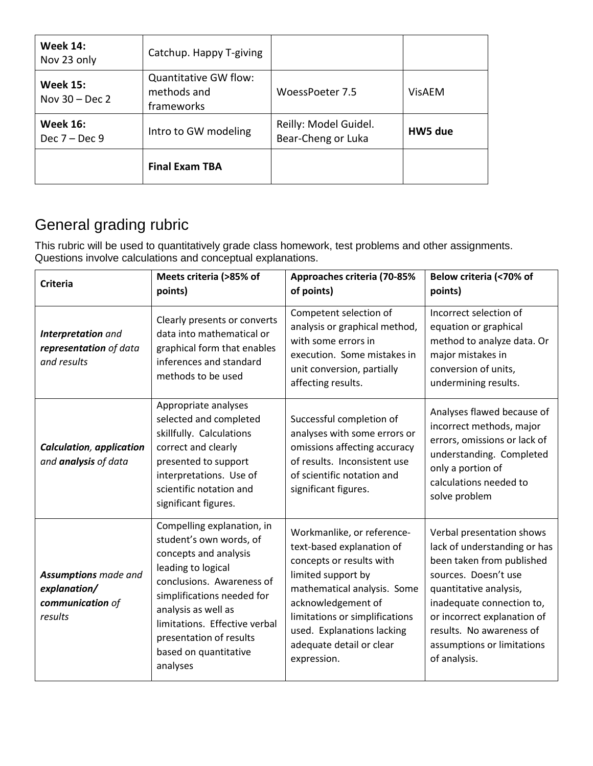| **Week 14:** Nov 23 only | Catchup. Happy T-giving | | |
|---|---|---|---|
| **Week 15:** Nov 30 – Dec 2 | Quantitative GW flow: methods and frameworks | WoessPoeter 7.5 | VisAEM |
| **Week 16:** Dec 7 – Dec 9 | Intro to GW modeling | Reilly: Model Guidel. Bear-Cheng or Luka | **HW5 due** |
| | **Final Exam TBA** | | |

## General grading rubric

This rubric will be used to quantitatively grade class homework, test problems and other assignments. Questions involve calculations and conceptual explanations.

| **Criteria** | **Meets criteria (>85% of points)** | **Approaches criteria (70-85% of points)** | **Below criteria (<70% of points)** |
|---|---|---|---|
| ***Interpretation*** *and* ***representation*** *of data and results* | Clearly presents or converts data into mathematical or graphical form that enables inferences and standard methods to be used | Competent selection of analysis or graphical method, with some errors in execution. Some mistakes in unit conversion, partially affecting results. | Incorrect selection of equation or graphical method to analyze data. Or major mistakes in conversion of units, undermining results. |
| ***Calculation, application*** *and* ***analysis*** *of data* | Appropriate analyses selected and completed skillfully. Calculations correct and clearly presented to support interpretations. Use of scientific notation and significant figures. | Successful completion of analyses with some errors or omissions affecting accuracy of results. Inconsistent use of scientific notation and significant figures. | Analyses flawed because of incorrect methods, major errors, omissions or lack of understanding. Completed only a portion of calculations needed to solve problem |
| ***Assumptions*** *made and* ***explanation/ communication*** *of results* | Compelling explanation, in student's own words, of concepts and analysis leading to logical conclusions. Awareness of simplifications needed for analysis as well as limitations. Effective verbal presentation of results based on quantitative analyses | Workmanlike, or reference-text-based explanation of concepts or results with limited support by mathematical analysis. Some acknowledgement of limitations or simplifications used. Explanations lacking adequate detail or clear expression. | Verbal presentation shows lack of understanding or has been taken from published sources. Doesn't use quantitative analysis, inadequate connection to, or incorrect explanation of results. No awareness of assumptions or limitations of analysis. |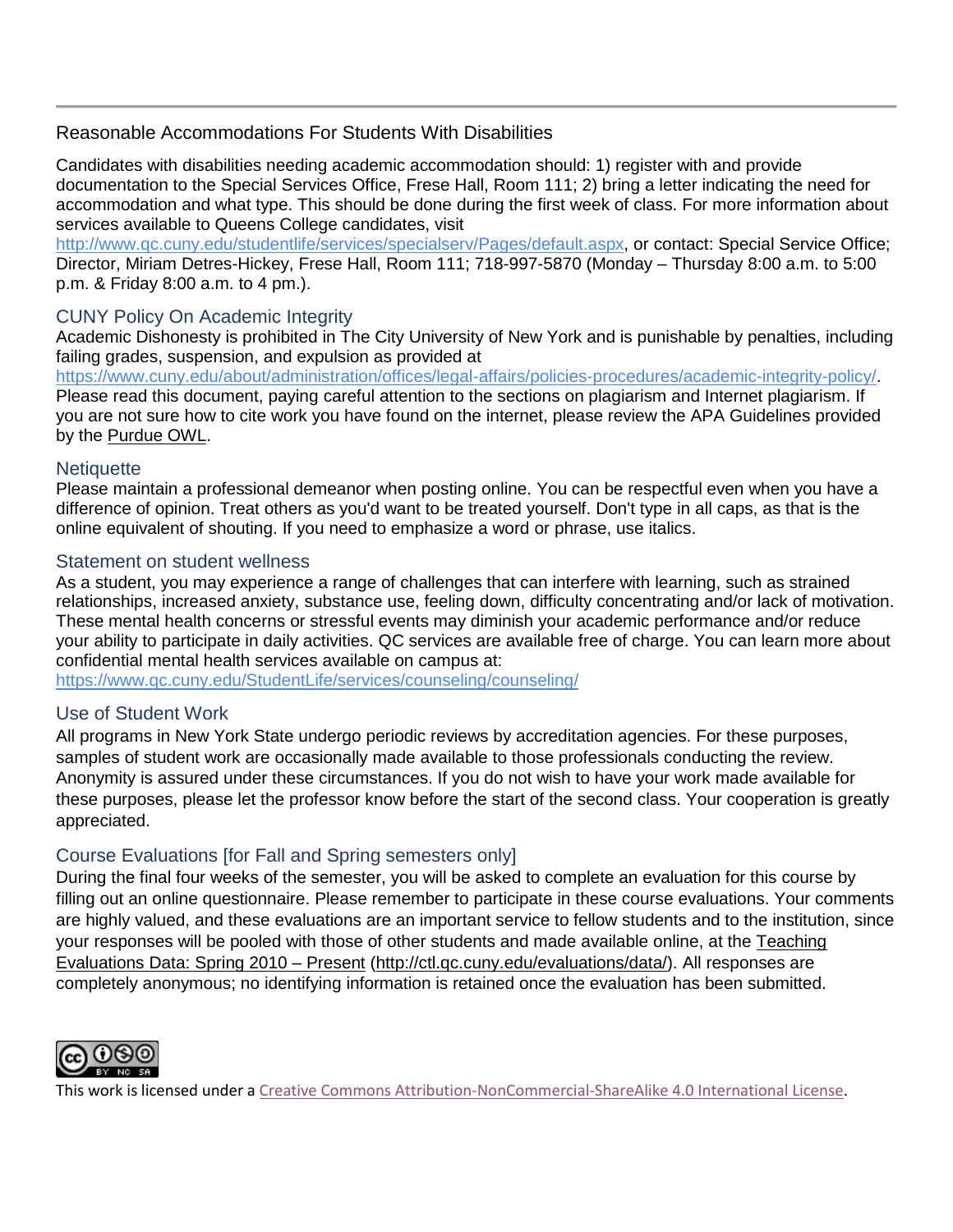## Reasonable Accommodations For Students With Disabilities

Candidates with disabilities needing academic accommodation should: 1) register with and provide documentation to the Special Services Office, Frese Hall, Room 111; 2) bring a letter indicating the need for accommodation and what type. This should be done during the first week of class. For more information about services available to Queens College candidates, visit http://www.qc.cuny.edu/studentlife/services/specialserv/Pages/default.aspx, or contact: Special Service Office; Director, Miriam Detres-Hickey, Frese Hall, Room 111; 718-997-5870 (Monday – Thursday 8:00 a.m. to 5:00 p.m. & Friday 8:00 a.m. to 4 pm.).

## CUNY Policy On Academic Integrity

Academic Dishonesty is prohibited in The City University of New York and is punishable by penalties, including failing grades, suspension, and expulsion as provided at https://www.cuny.edu/about/administration/offices/legal-affairs/policies-procedures/academic-integrity-policy/. Please read this document, paying careful attention to the sections on plagiarism and Internet plagiarism. If you are not sure how to cite work you have found on the internet, please review the APA Guidelines provided by the Purdue OWL.

## Netiquette

Please maintain a professional demeanor when posting online. You can be respectful even when you have a difference of opinion. Treat others as you'd want to be treated yourself. Don't type in all caps, as that is the online equivalent of shouting. If you need to emphasize a word or phrase, use italics.

## Statement on student wellness

As a student, you may experience a range of challenges that can interfere with learning, such as strained relationships, increased anxiety, substance use, feeling down, difficulty concentrating and/or lack of motivation. These mental health concerns or stressful events may diminish your academic performance and/or reduce your ability to participate in daily activities. QC services are available free of charge. You can learn more about confidential mental health services available on campus at: https://www.qc.cuny.edu/StudentLife/services/counseling/counseling/

## Use of Student Work

All programs in New York State undergo periodic reviews by accreditation agencies. For these purposes, samples of student work are occasionally made available to those professionals conducting the review. Anonymity is assured under these circumstances. If you do not wish to have your work made available for these purposes, please let the professor know before the start of the second class. Your cooperation is greatly appreciated.

## Course Evaluations [for Fall and Spring semesters only]

During the final four weeks of the semester, you will be asked to complete an evaluation for this course by filling out an online questionnaire. Please remember to participate in these course evaluations. Your comments are highly valued, and these evaluations are an important service to fellow students and to the institution, since your responses will be pooled with those of other students and made available online, at the Teaching Evaluations Data: Spring 2010 – Present (http://ctl.qc.cuny.edu/evaluations/data/). All responses are completely anonymous; no identifying information is retained once the evaluation has been submitted.

This work is licensed under a Creative Commons Attribution-NonCommercial-ShareAlike 4.0 International License.